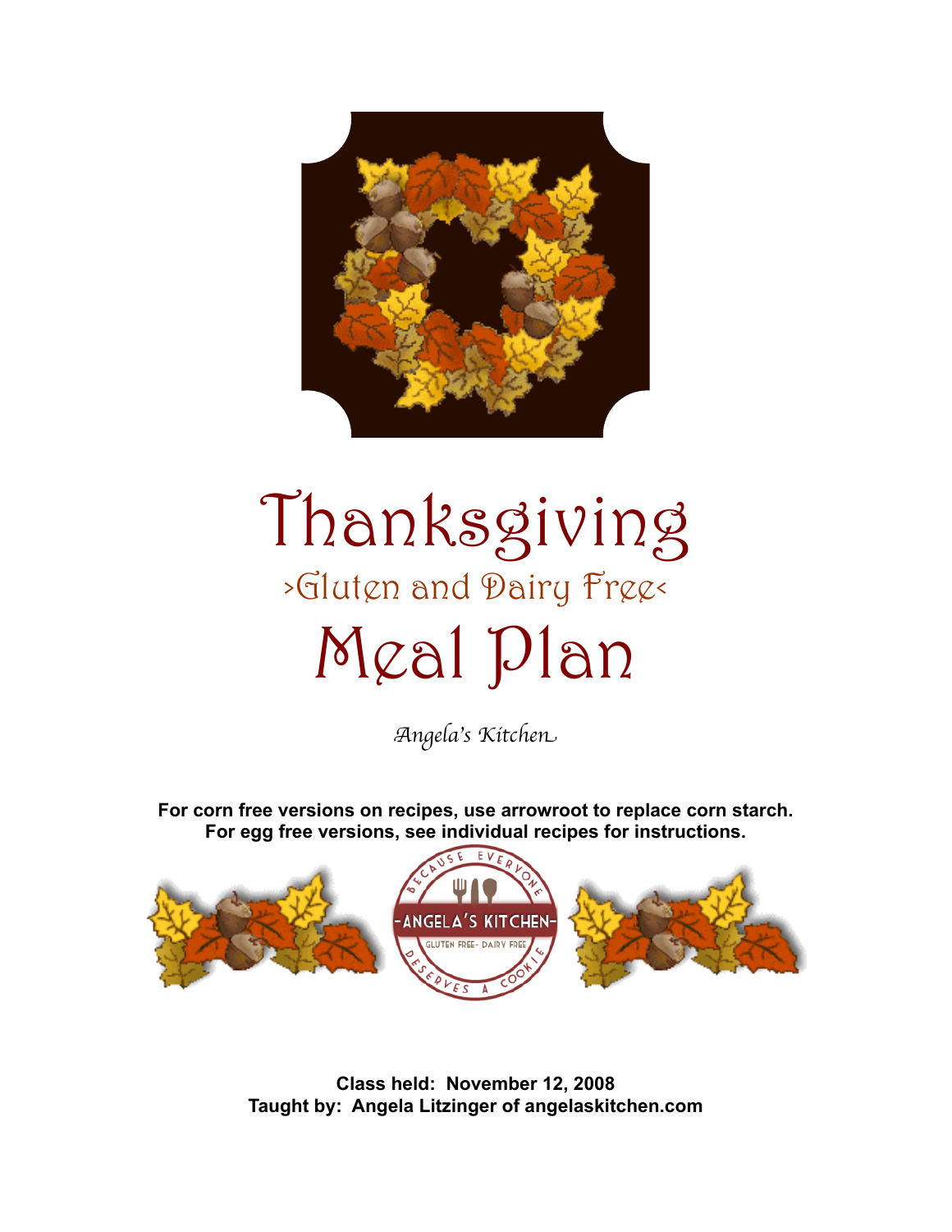# Thanksgiving

## >Gluten and Dairy Free<

# Meal Plan

*Angela's Kitchen*

**For corn free versions on recipes, use arrowroot to replace corn starch.**
**For egg free versions, see individual recipes for instructions.**

**Class held: November 12, 2008**
**Taught by: Angela Litzinger of angelaskitchen.com**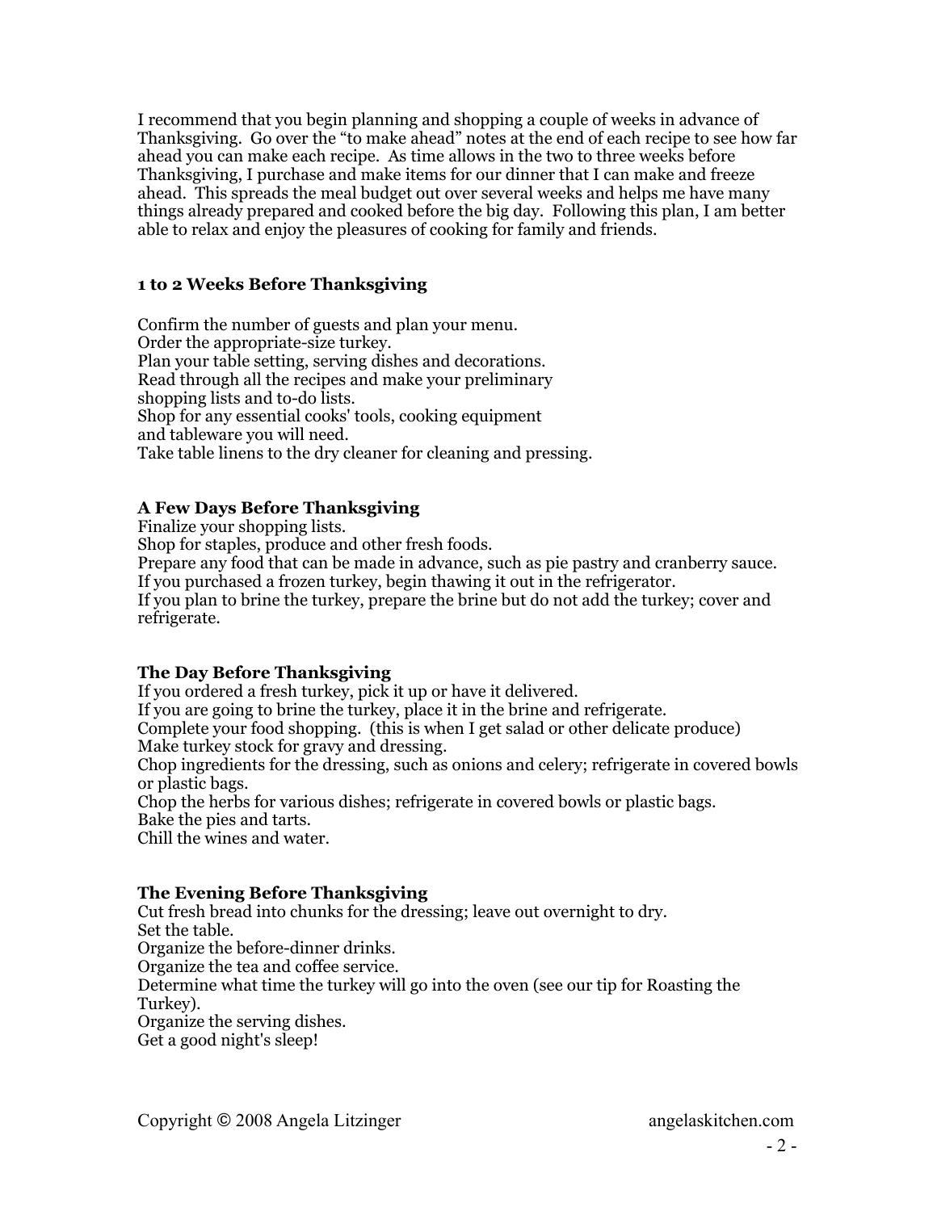I recommend that you begin planning and shopping a couple of weeks in advance of Thanksgiving. Go over the “to make ahead” notes at the end of each recipe to see how far ahead you can make each recipe. As time allows in the two to three weeks before Thanksgiving, I purchase and make items for our dinner that I can make and freeze ahead. This spreads the meal budget out over several weeks and helps me have many things already prepared and cooked before the big day. Following this plan, I am better able to relax and enjoy the pleasures of cooking for family and friends.

**1 to 2 Weeks Before Thanksgiving**

Confirm the number of guests and plan your menu.
Order the appropriate-size turkey.
Plan your table setting, serving dishes and decorations.
Read through all the recipes and make your preliminary shopping lists and to-do lists.
Shop for any essential cooks' tools, cooking equipment and tableware you will need.
Take table linens to the dry cleaner for cleaning and pressing.

**A Few Days Before Thanksgiving**

Finalize your shopping lists.
Shop for staples, produce and other fresh foods.
Prepare any food that can be made in advance, such as pie pastry and cranberry sauce.
If you purchased a frozen turkey, begin thawing it out in the refrigerator.
If you plan to brine the turkey, prepare the brine but do not add the turkey; cover and refrigerate.

**The Day Before Thanksgiving**

If you ordered a fresh turkey, pick it up or have it delivered.
If you are going to brine the turkey, place it in the brine and refrigerate.
Complete your food shopping. (this is when I get salad or other delicate produce)
Make turkey stock for gravy and dressing.
Chop ingredients for the dressing, such as onions and celery; refrigerate in covered bowls or plastic bags.
Chop the herbs for various dishes; refrigerate in covered bowls or plastic bags.
Bake the pies and tarts.
Chill the wines and water.

**The Evening Before Thanksgiving**

Cut fresh bread into chunks for the dressing; leave out overnight to dry.
Set the table.
Organize the before-dinner drinks.
Organize the tea and coffee service.
Determine what time the turkey will go into the oven (see our tip for Roasting the Turkey).
Organize the serving dishes.
Get a good night's sleep!

Copyright © 2008 Angela Litzinger angelaskitchen.com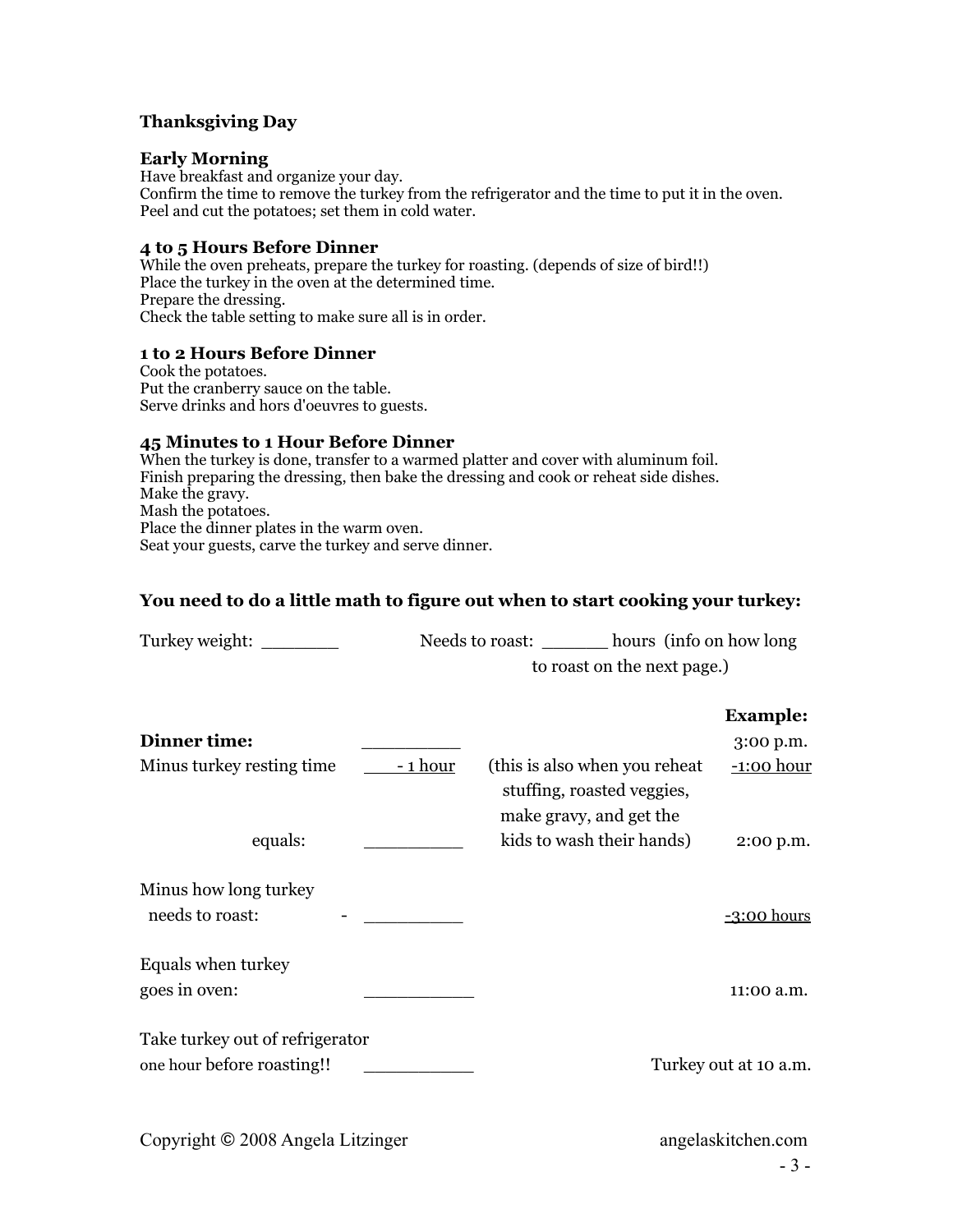**Thanksgiving Day**

**Early Morning**
Have breakfast and organize your day.
Confirm the time to remove the turkey from the refrigerator and the time to put it in the oven.
Peel and cut the potatoes; set them in cold water.

**4 to 5 Hours Before Dinner**
While the oven preheats, prepare the turkey for roasting. (depends of size of bird!!)
Place the turkey in the oven at the determined time.
Prepare the dressing.
Check the table setting to make sure all is in order.

**1 to 2 Hours Before Dinner**
Cook the potatoes.
Put the cranberry sauce on the table.
Serve drinks and hors d'oeuvres to guests.

**45 Minutes to 1 Hour Before Dinner**
When the turkey is done, transfer to a warmed platter and cover with aluminum foil.
Finish preparing the dressing, then bake the dressing and cook or reheat side dishes.
Make the gravy.
Mash the potatoes.
Place the dinner plates in the warm oven.
Seat your guests, carve the turkey and serve dinner.

**You need to do a little math to figure out when to start cooking your turkey:**

Turkey weight: _______ Needs to roast: ______ hours (info on how long to roast on the next page.)

| | | | **Example:** |
|---|---|---|---|
| **Dinner time:** | _________ | | 3:00 p.m. |
| Minus turkey resting time | - 1 hour | (this is also when you reheat stuffing, roasted veggies, make gravy, and get the kids to wash their hands) | -1:00 hour |
| equals: | _________ | | 2:00 p.m. |
| Minus how long turkey needs to roast: | - _________ | | -3:00 hours |
| Equals when turkey goes in oven: | __________ | | 11:00 a.m. |
| Take turkey out of refrigerator one hour before roasting!! | __________ | | Turkey out at 10 a.m. |

Copyright © 2008 Angela Litzinger angelaskitchen.com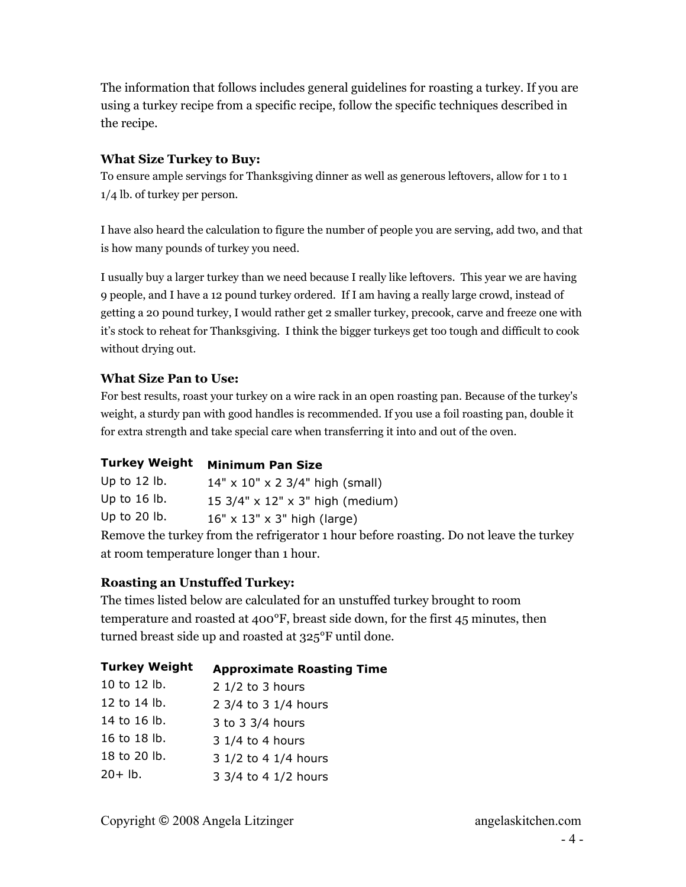The information that follows includes general guidelines for roasting a turkey. If you are using a turkey recipe from a specific recipe, follow the specific techniques described in the recipe.

### What Size Turkey to Buy:

To ensure ample servings for Thanksgiving dinner as well as generous leftovers, allow for 1 to 1 1/4 lb. of turkey per person.

I have also heard the calculation to figure the number of people you are serving, add two, and that is how many pounds of turkey you need.

I usually buy a larger turkey than we need because I really like leftovers. This year we are having 9 people, and I have a 12 pound turkey ordered. If I am having a really large crowd, instead of getting a 20 pound turkey, I would rather get 2 smaller turkey, precook, carve and freeze one with it's stock to reheat for Thanksgiving. I think the bigger turkeys get too tough and difficult to cook without drying out.

### What Size Pan to Use:

For best results, roast your turkey on a wire rack in an open roasting pan. Because of the turkey's weight, a sturdy pan with good handles is recommended. If you use a foil roasting pan, double it for extra strength and take special care when transferring it into and out of the oven.

| Turkey Weight | Minimum Pan Size |
|---|---|
| Up to 12 lb. | 14" x 10" x 2 3/4" high (small) |
| Up to 16 lb. | 15 3/4" x 12" x 3" high (medium) |
| Up to 20 lb. | 16" x 13" x 3" high (large) |

Remove the turkey from the refrigerator 1 hour before roasting. Do not leave the turkey at room temperature longer than 1 hour.

### Roasting an Unstuffed Turkey:

The times listed below are calculated for an unstuffed turkey brought to room temperature and roasted at 400°F, breast side down, for the first 45 minutes, then turned breast side up and roasted at 325°F until done.

| Turkey Weight | Approximate Roasting Time |
|---|---|
| 10 to 12 lb. | 2 1/2 to 3 hours |
| 12 to 14 lb. | 2 3/4 to 3 1/4 hours |
| 14 to 16 lb. | 3 to 3 3/4 hours |
| 16 to 18 lb. | 3 1/4 to 4 hours |
| 18 to 20 lb. | 3 1/2 to 4 1/4 hours |
| 20+ lb. | 3 3/4 to 4 1/2 hours |

Copyright © 2008 Angela Litzinger angelaskitchen.com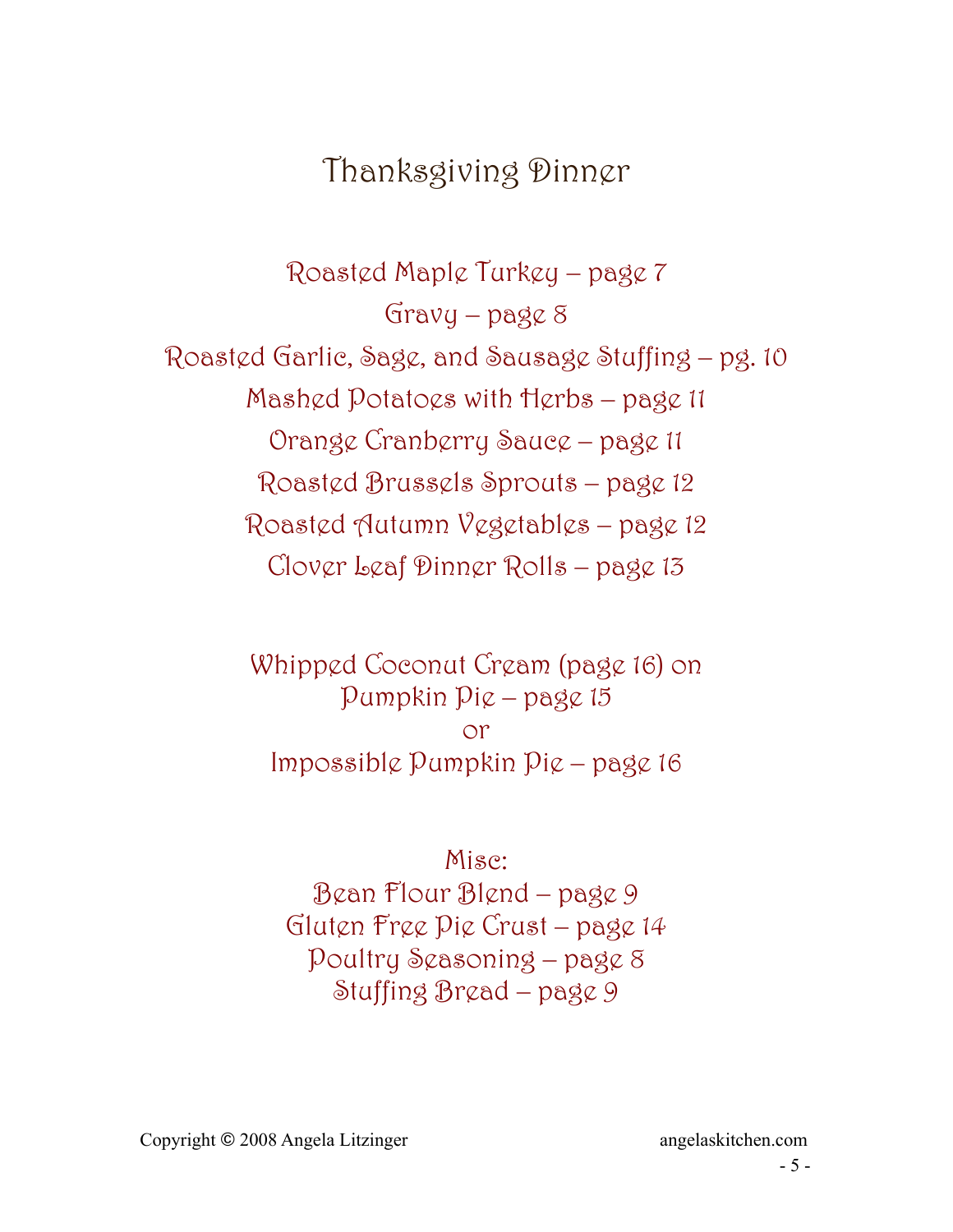# Thanksgiving Dinner

Roasted Maple Turkey – page 7

Gravy – page 8

Roasted Garlic, Sage, and Sausage Stuffing – pg. 10

Mashed Potatoes with Herbs – page 11

Orange Cranberry Sauce – page 11

Roasted Brussels Sprouts – page 12

Roasted Autumn Vegetables – page 12

Clover Leaf Dinner Rolls – page 13

Whipped Coconut Cream (page 16) on
Pumpkin Pie – page 15
or
Impossible Pumpkin Pie – page 16

Misc:
Bean Flour Blend – page 9
Gluten Free Pie Crust – page 14
Poultry Seasoning – page 8
Stuffing Bread – page 9

Copyright © 2008 Angela Litzinger angelaskitchen.com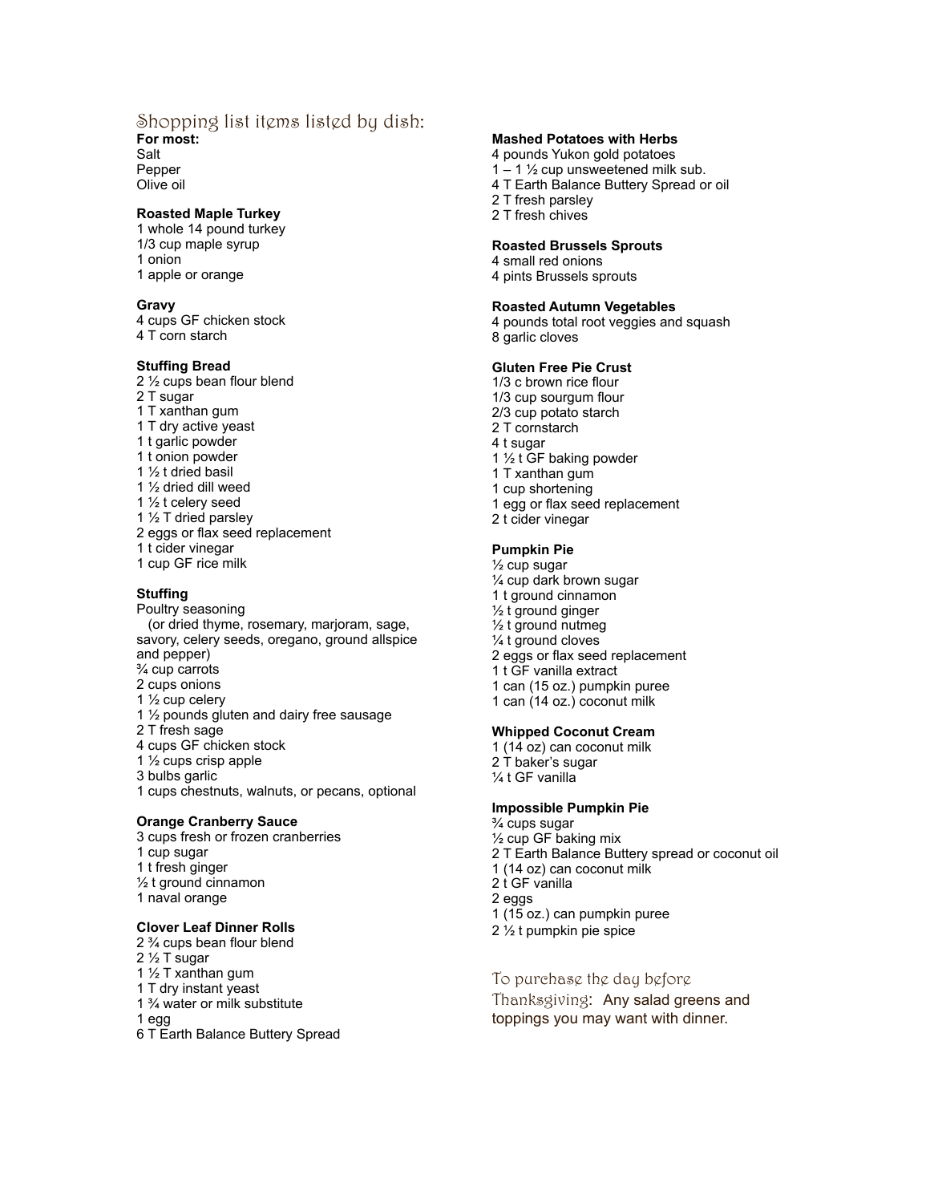## Shopping list items listed by dish:

**For most:**
Salt
Pepper
Olive oil

**Roasted Maple Turkey**
1 whole 14 pound turkey
1/3 cup maple syrup
1 onion
1 apple or orange

**Gravy**
4 cups GF chicken stock
4 T corn starch

**Stuffing Bread**
2 ½ cups bean flour blend
2 T sugar
1 T xanthan gum
1 T dry active yeast
1 t garlic powder
1 t onion powder
1 ½ t dried basil
1 ½ dried dill weed
1 ½ t celery seed
1 ½ T dried parsley
2 eggs or flax seed replacement
1 t cider vinegar
1 cup GF rice milk

**Stuffing**
Poultry seasoning
(or dried thyme, rosemary, marjoram, sage, savory, celery seeds, oregano, ground allspice and pepper)
¾ cup carrots
2 cups onions
1 ½ cup celery
1 ½ pounds gluten and dairy free sausage
2 T fresh sage
4 cups GF chicken stock
1 ½ cups crisp apple
3 bulbs garlic
1 cups chestnuts, walnuts, or pecans, optional

**Orange Cranberry Sauce**
3 cups fresh or frozen cranberries
1 cup sugar
1 t fresh ginger
½ t ground cinnamon
1 naval orange

**Clover Leaf Dinner Rolls**
2 ¾ cups bean flour blend
2 ½ T sugar
1 ½ T xanthan gum
1 T dry instant yeast
1 ¾ water or milk substitute
1 egg
6 T Earth Balance Buttery Spread

**Mashed Potatoes with Herbs**
4 pounds Yukon gold potatoes
1 – 1 ½ cup unsweetened milk sub.
4 T Earth Balance Buttery Spread or oil
2 T fresh parsley
2 T fresh chives

**Roasted Brussels Sprouts**
4 small red onions
4 pints Brussels sprouts

**Roasted Autumn Vegetables**
4 pounds total root veggies and squash
8 garlic cloves

**Gluten Free Pie Crust**
1/3 c brown rice flour
1/3 cup sourgum flour
2/3 cup potato starch
2 T cornstarch
4 t sugar
1 ½ t GF baking powder
1 T xanthan gum
1 cup shortening
1 egg or flax seed replacement
2 t cider vinegar

**Pumpkin Pie**
½ cup sugar
¼ cup dark brown sugar
1 t ground cinnamon
½ t ground ginger
½ t ground nutmeg
¼ t ground cloves
2 eggs or flax seed replacement
1 t GF vanilla extract
1 can (15 oz.) pumpkin puree
1 can (14 oz.) coconut milk

**Whipped Coconut Cream**
1 (14 oz) can coconut milk
2 T baker's sugar
¼ t GF vanilla

**Impossible Pumpkin Pie**
¾ cups sugar
½ cup GF baking mix
2 T Earth Balance Buttery spread or coconut oil
1 (14 oz) can coconut milk
2 t GF vanilla
2 eggs
1 (15 oz.) can pumpkin puree
2 ½ t pumpkin pie spice

To purchase the day before Thanksgiving: Any salad greens and toppings you may want with dinner.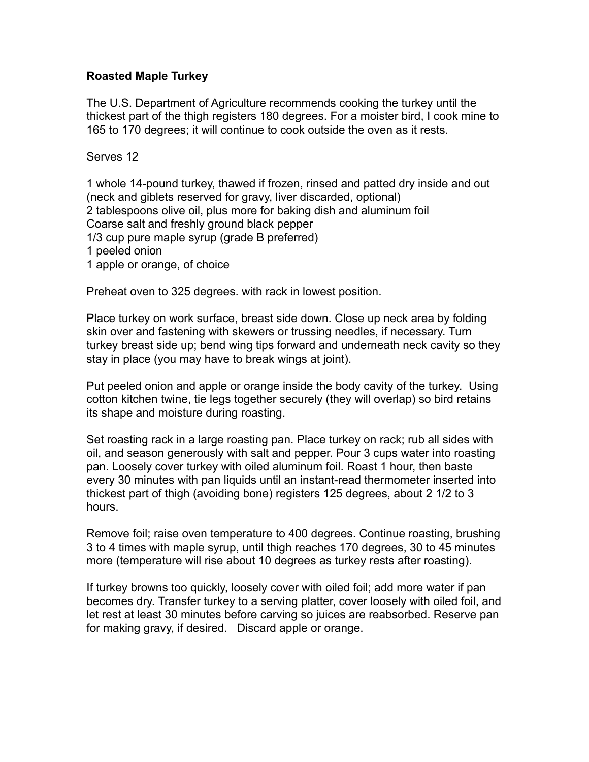**Roasted Maple Turkey**

The U.S. Department of Agriculture recommends cooking the turkey until the thickest part of the thigh registers 180 degrees. For a moister bird, I cook mine to 165 to 170 degrees; it will continue to cook outside the oven as it rests.

Serves 12

1 whole 14-pound turkey, thawed if frozen, rinsed and patted dry inside and out (neck and giblets reserved for gravy, liver discarded, optional)
2 tablespoons olive oil, plus more for baking dish and aluminum foil
Coarse salt and freshly ground black pepper
1/3 cup pure maple syrup (grade B preferred)
1 peeled onion
1 apple or orange, of choice

Preheat oven to 325 degrees. with rack in lowest position.

Place turkey on work surface, breast side down. Close up neck area by folding skin over and fastening with skewers or trussing needles, if necessary. Turn turkey breast side up; bend wing tips forward and underneath neck cavity so they stay in place (you may have to break wings at joint).

Put peeled onion and apple or orange inside the body cavity of the turkey. Using cotton kitchen twine, tie legs together securely (they will overlap) so bird retains its shape and moisture during roasting.

Set roasting rack in a large roasting pan. Place turkey on rack; rub all sides with oil, and season generously with salt and pepper. Pour 3 cups water into roasting pan. Loosely cover turkey with oiled aluminum foil. Roast 1 hour, then baste every 30 minutes with pan liquids until an instant-read thermometer inserted into thickest part of thigh (avoiding bone) registers 125 degrees, about 2 1/2 to 3 hours.

Remove foil; raise oven temperature to 400 degrees. Continue roasting, brushing 3 to 4 times with maple syrup, until thigh reaches 170 degrees, 30 to 45 minutes more (temperature will rise about 10 degrees as turkey rests after roasting).

If turkey browns too quickly, loosely cover with oiled foil; add more water if pan becomes dry. Transfer turkey to a serving platter, cover loosely with oiled foil, and let rest at least 30 minutes before carving so juices are reabsorbed. Reserve pan for making gravy, if desired. Discard apple or orange.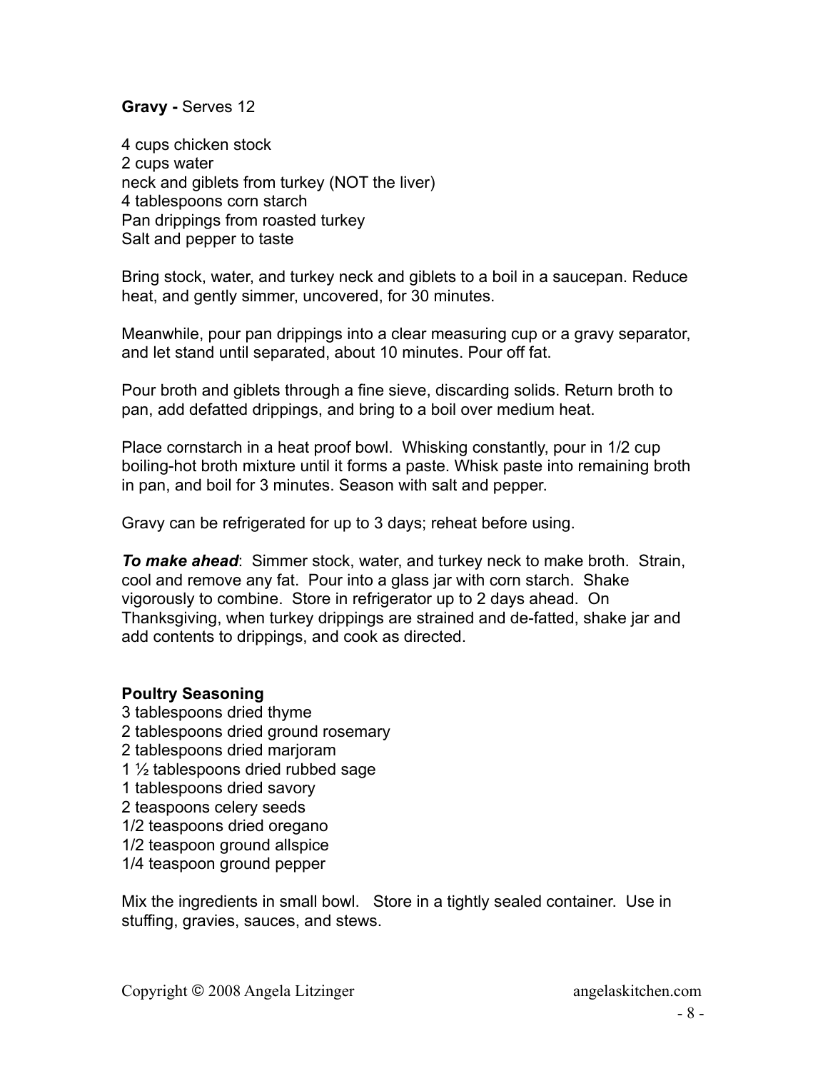**Gravy -** Serves 12

4 cups chicken stock
2 cups water
neck and giblets from turkey (NOT the liver)
4 tablespoons corn starch
Pan drippings from roasted turkey
Salt and pepper to taste

Bring stock, water, and turkey neck and giblets to a boil in a saucepan. Reduce heat, and gently simmer, uncovered, for 30 minutes.

Meanwhile, pour pan drippings into a clear measuring cup or a gravy separator, and let stand until separated, about 10 minutes. Pour off fat.

Pour broth and giblets through a fine sieve, discarding solids. Return broth to pan, add defatted drippings, and bring to a boil over medium heat.

Place cornstarch in a heat proof bowl. Whisking constantly, pour in 1/2 cup boiling-hot broth mixture until it forms a paste. Whisk paste into remaining broth in pan, and boil for 3 minutes. Season with salt and pepper.

Gravy can be refrigerated for up to 3 days; reheat before using.

***To make ahead***: Simmer stock, water, and turkey neck to make broth. Strain, cool and remove any fat. Pour into a glass jar with corn starch. Shake vigorously to combine. Store in refrigerator up to 2 days ahead. On Thanksgiving, when turkey drippings are strained and de-fatted, shake jar and add contents to drippings, and cook as directed.

**Poultry Seasoning**

3 tablespoons dried thyme
2 tablespoons dried ground rosemary
2 tablespoons dried marjoram
1 ½ tablespoons dried rubbed sage
1 tablespoons dried savory
2 teaspoons celery seeds
1/2 teaspoons dried oregano
1/2 teaspoon ground allspice
1/4 teaspoon ground pepper

Mix the ingredients in small bowl. Store in a tightly sealed container. Use in stuffing, gravies, sauces, and stews.

Copyright © 2008 Angela Litzinger angelaskitchen.com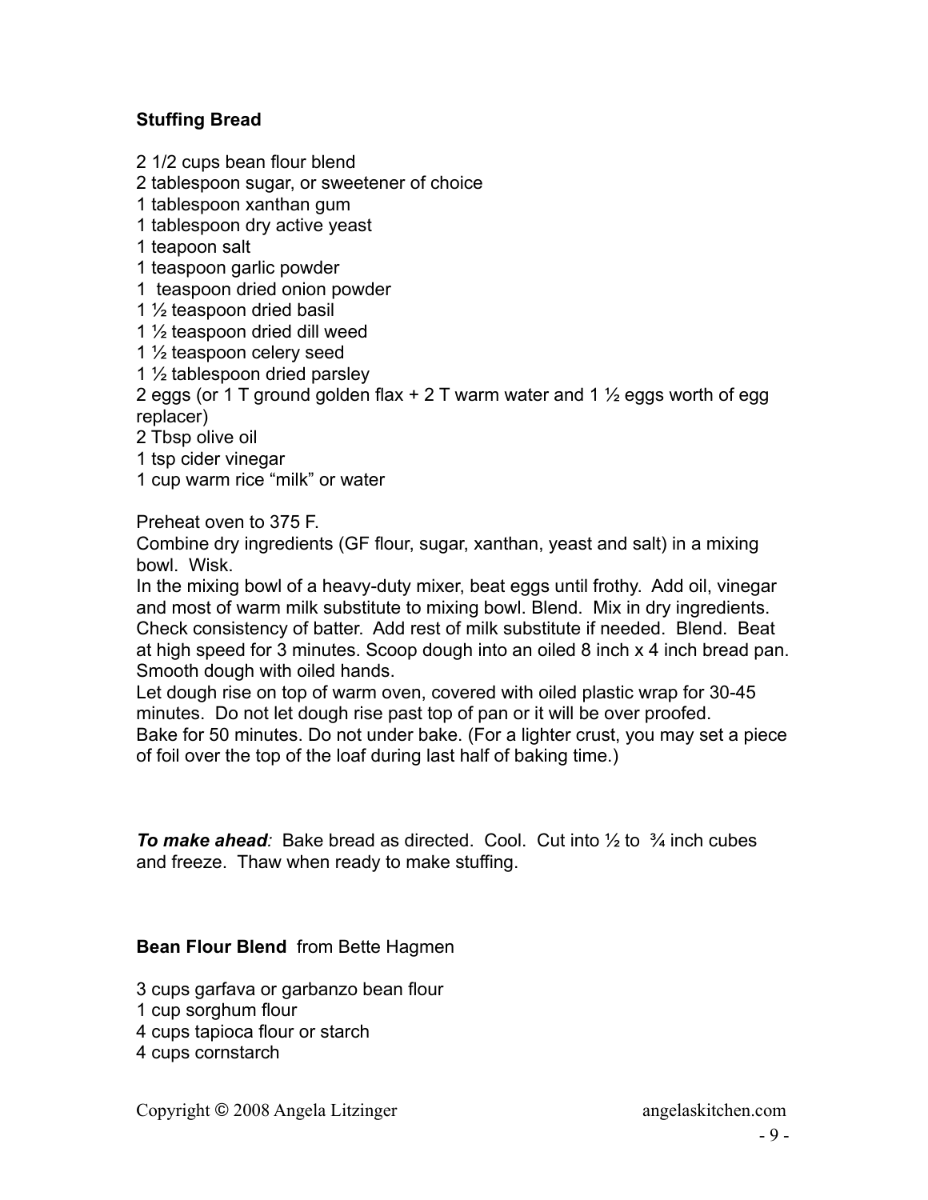**Stuffing Bread**

2 1/2 cups bean flour blend
2 tablespoon sugar, or sweetener of choice
1 tablespoon xanthan gum
1 tablespoon dry active yeast
1 teapoon salt
1 teaspoon garlic powder
1 teaspoon dried onion powder
1 ½ teaspoon dried basil
1 ½ teaspoon dried dill weed
1 ½ teaspoon celery seed
1 ½ tablespoon dried parsley
2 eggs (or 1 T ground golden flax + 2 T warm water and 1 ½ eggs worth of egg replacer)
2 Tbsp olive oil
1 tsp cider vinegar
1 cup warm rice "milk" or water

Preheat oven to 375 F.
Combine dry ingredients (GF flour, sugar, xanthan, yeast and salt) in a mixing bowl. Wisk.
In the mixing bowl of a heavy-duty mixer, beat eggs until frothy. Add oil, vinegar and most of warm milk substitute to mixing bowl. Blend. Mix in dry ingredients. Check consistency of batter. Add rest of milk substitute if needed. Blend. Beat at high speed for 3 minutes. Scoop dough into an oiled 8 inch x 4 inch bread pan. Smooth dough with oiled hands.
Let dough rise on top of warm oven, covered with oiled plastic wrap for 30-45 minutes. Do not let dough rise past top of pan or it will be over proofed.
Bake for 50 minutes. Do not under bake. (For a lighter crust, you may set a piece of foil over the top of the loaf during last half of baking time.)

***To make ahead**:* Bake bread as directed. Cool. Cut into ½ to ¾ inch cubes and freeze. Thaw when ready to make stuffing.

**Bean Flour Blend** from Bette Hagmen

3 cups garfava or garbanzo bean flour
1 cup sorghum flour
4 cups tapioca flour or starch
4 cups cornstarch

Copyright © 2008 Angela Litzinger angelaskitchen.com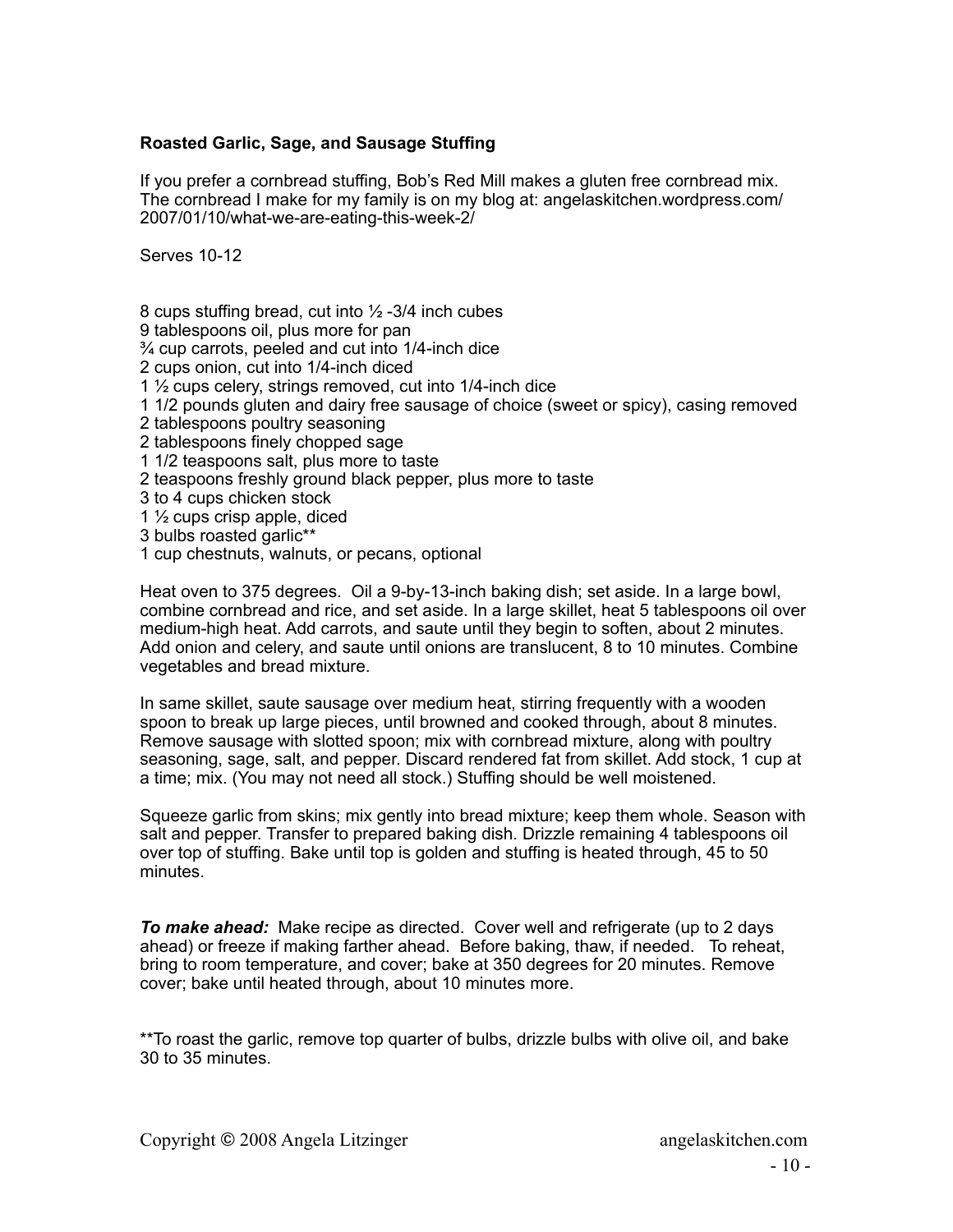**Roasted Garlic, Sage, and Sausage Stuffing**

If you prefer a cornbread stuffing, Bob's Red Mill makes a gluten free cornbread mix. The cornbread I make for my family is on my blog at: angelaskitchen.wordpress.com/2007/01/10/what-we-are-eating-this-week-2/

Serves 10-12

8 cups stuffing bread, cut into ½ -3/4 inch cubes
9 tablespoons oil, plus more for pan
¾ cup carrots, peeled and cut into 1/4-inch dice
2 cups onion, cut into 1/4-inch diced
1 ½ cups celery, strings removed, cut into 1/4-inch dice
1 1/2 pounds gluten and dairy free sausage of choice (sweet or spicy), casing removed
2 tablespoons poultry seasoning
2 tablespoons finely chopped sage
1 1/2 teaspoons salt, plus more to taste
2 teaspoons freshly ground black pepper, plus more to taste
3 to 4 cups chicken stock
1 ½ cups crisp apple, diced
3 bulbs roasted garlic**
1 cup chestnuts, walnuts, or pecans, optional

Heat oven to 375 degrees. Oil a 9-by-13-inch baking dish; set aside. In a large bowl, combine cornbread and rice, and set aside. In a large skillet, heat 5 tablespoons oil over medium-high heat. Add carrots, and saute until they begin to soften, about 2 minutes. Add onion and celery, and saute until onions are translucent, 8 to 10 minutes. Combine vegetables and bread mixture.

In same skillet, saute sausage over medium heat, stirring frequently with a wooden spoon to break up large pieces, until browned and cooked through, about 8 minutes. Remove sausage with slotted spoon; mix with cornbread mixture, along with poultry seasoning, sage, salt, and pepper. Discard rendered fat from skillet. Add stock, 1 cup at a time; mix. (You may not need all stock.) Stuffing should be well moistened.

Squeeze garlic from skins; mix gently into bread mixture; keep them whole. Season with salt and pepper. Transfer to prepared baking dish. Drizzle remaining 4 tablespoons oil over top of stuffing. Bake until top is golden and stuffing is heated through, 45 to 50 minutes.

***To make ahead:*** Make recipe as directed. Cover well and refrigerate (up to 2 days ahead) or freeze if making farther ahead. Before baking, thaw, if needed. To reheat, bring to room temperature, and cover; bake at 350 degrees for 20 minutes. Remove cover; bake until heated through, about 10 minutes more.

**To roast the garlic, remove top quarter of bulbs, drizzle bulbs with olive oil, and bake 30 to 35 minutes.

Copyright © 2008 Angela Litzinger angelaskitchen.com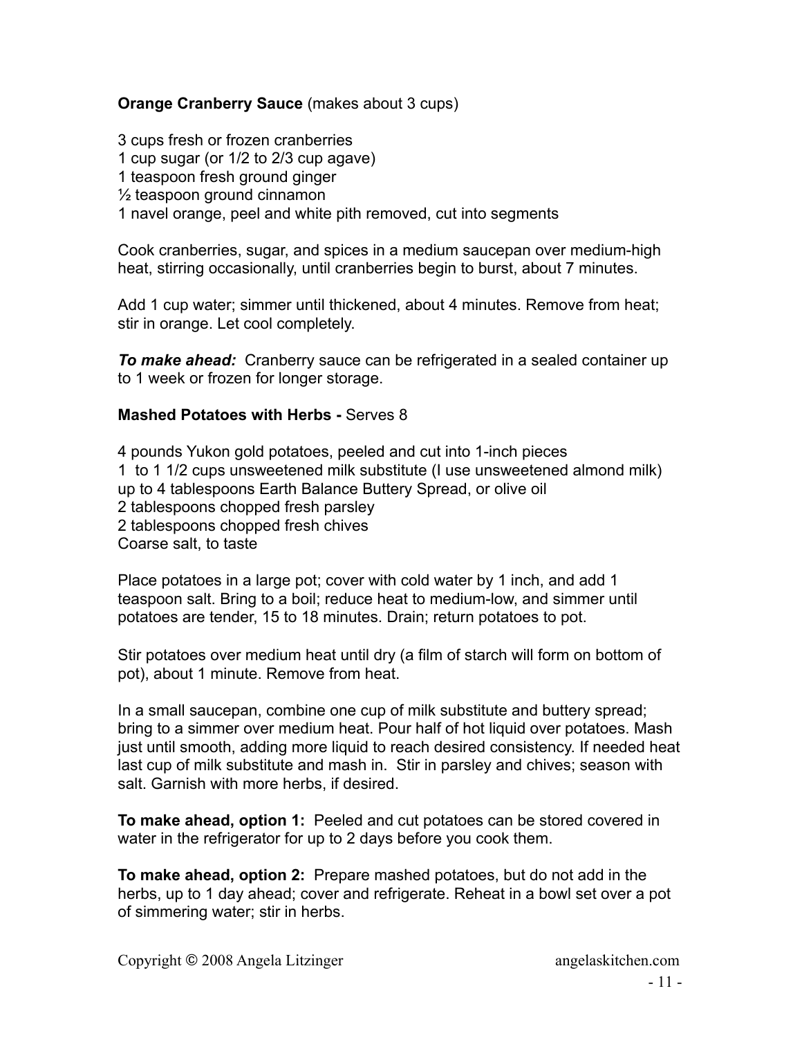**Orange Cranberry Sauce** (makes about 3 cups)

3 cups fresh or frozen cranberries
1 cup sugar (or 1/2 to 2/3 cup agave)
1 teaspoon fresh ground ginger
½ teaspoon ground cinnamon
1 navel orange, peel and white pith removed, cut into segments

Cook cranberries, sugar, and spices in a medium saucepan over medium-high heat, stirring occasionally, until cranberries begin to burst, about 7 minutes.

Add 1 cup water; simmer until thickened, about 4 minutes. Remove from heat; stir in orange. Let cool completely.

***To make ahead:*** Cranberry sauce can be refrigerated in a sealed container up to 1 week or frozen for longer storage.

**Mashed Potatoes with Herbs -** Serves 8

4 pounds Yukon gold potatoes, peeled and cut into 1-inch pieces
1 to 1 1/2 cups unsweetened milk substitute (I use unsweetened almond milk)
up to 4 tablespoons Earth Balance Buttery Spread, or olive oil
2 tablespoons chopped fresh parsley
2 tablespoons chopped fresh chives
Coarse salt, to taste

Place potatoes in a large pot; cover with cold water by 1 inch, and add 1 teaspoon salt. Bring to a boil; reduce heat to medium-low, and simmer until potatoes are tender, 15 to 18 minutes. Drain; return potatoes to pot.

Stir potatoes over medium heat until dry (a film of starch will form on bottom of pot), about 1 minute. Remove from heat.

In a small saucepan, combine one cup of milk substitute and buttery spread; bring to a simmer over medium heat. Pour half of hot liquid over potatoes. Mash just until smooth, adding more liquid to reach desired consistency. If needed heat last cup of milk substitute and mash in. Stir in parsley and chives; season with salt. Garnish with more herbs, if desired.

**To make ahead, option 1:** Peeled and cut potatoes can be stored covered in water in the refrigerator for up to 2 days before you cook them.

**To make ahead, option 2:** Prepare mashed potatoes, but do not add in the herbs, up to 1 day ahead; cover and refrigerate. Reheat in a bowl set over a pot of simmering water; stir in herbs.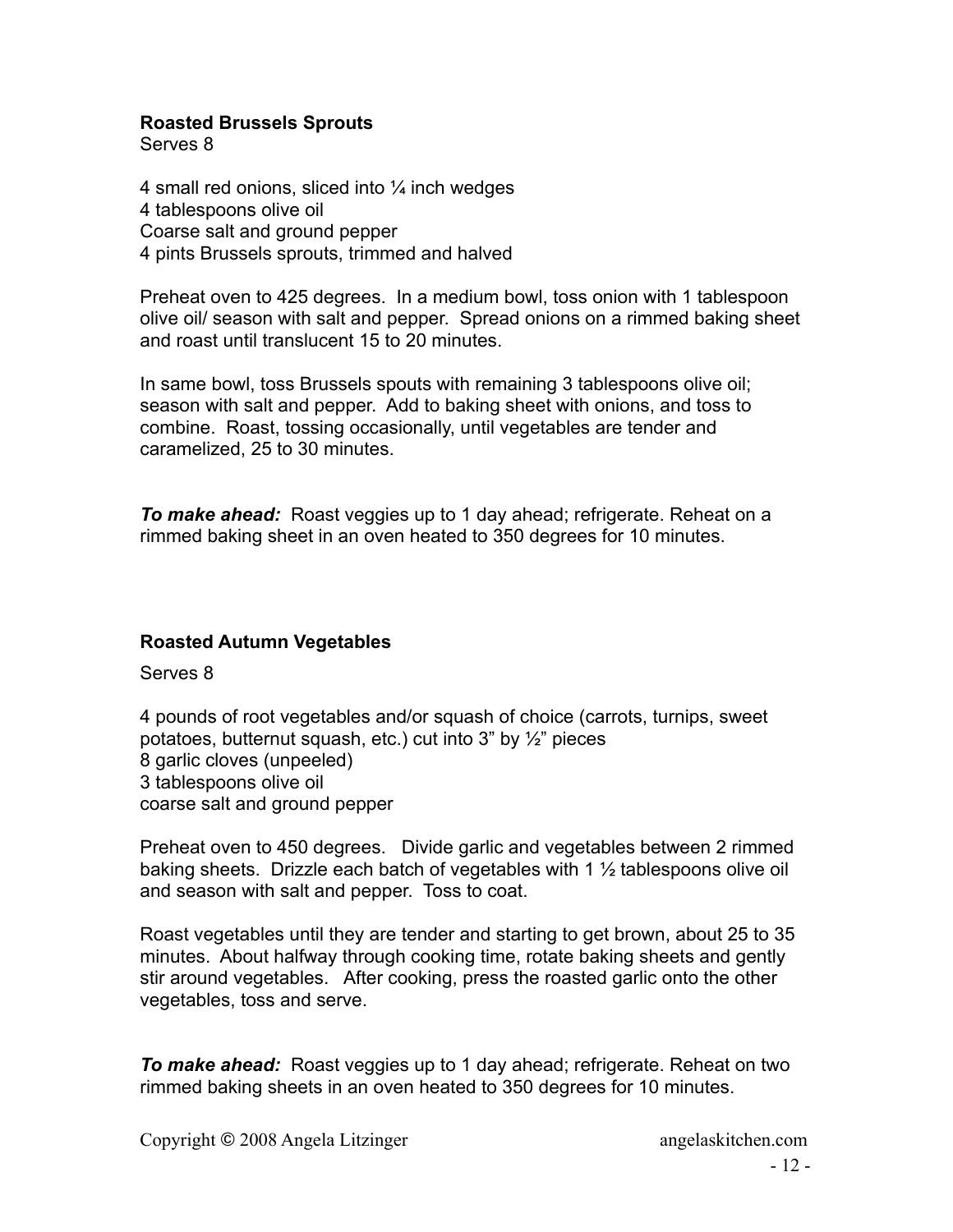**Roasted Brussels Sprouts**
Serves 8

4 small red onions, sliced into ¼ inch wedges
4 tablespoons olive oil
Coarse salt and ground pepper
4 pints Brussels sprouts, trimmed and halved

Preheat oven to 425 degrees. In a medium bowl, toss onion with 1 tablespoon olive oil/ season with salt and pepper. Spread onions on a rimmed baking sheet and roast until translucent 15 to 20 minutes.

In same bowl, toss Brussels spouts with remaining 3 tablespoons olive oil; season with salt and pepper. Add to baking sheet with onions, and toss to combine. Roast, tossing occasionally, until vegetables are tender and caramelized, 25 to 30 minutes.

***To make ahead:*** Roast veggies up to 1 day ahead; refrigerate. Reheat on a rimmed baking sheet in an oven heated to 350 degrees for 10 minutes.

**Roasted Autumn Vegetables**

Serves 8

4 pounds of root vegetables and/or squash of choice (carrots, turnips, sweet potatoes, butternut squash, etc.) cut into 3" by ½" pieces
8 garlic cloves (unpeeled)
3 tablespoons olive oil
coarse salt and ground pepper

Preheat oven to 450 degrees. Divide garlic and vegetables between 2 rimmed baking sheets. Drizzle each batch of vegetables with 1 ½ tablespoons olive oil and season with salt and pepper. Toss to coat.

Roast vegetables until they are tender and starting to get brown, about 25 to 35 minutes. About halfway through cooking time, rotate baking sheets and gently stir around vegetables. After cooking, press the roasted garlic onto the other vegetables, toss and serve.

***To make ahead:*** Roast veggies up to 1 day ahead; refrigerate. Reheat on two rimmed baking sheets in an oven heated to 350 degrees for 10 minutes.

Copyright © 2008 Angela Litzinger angelaskitchen.com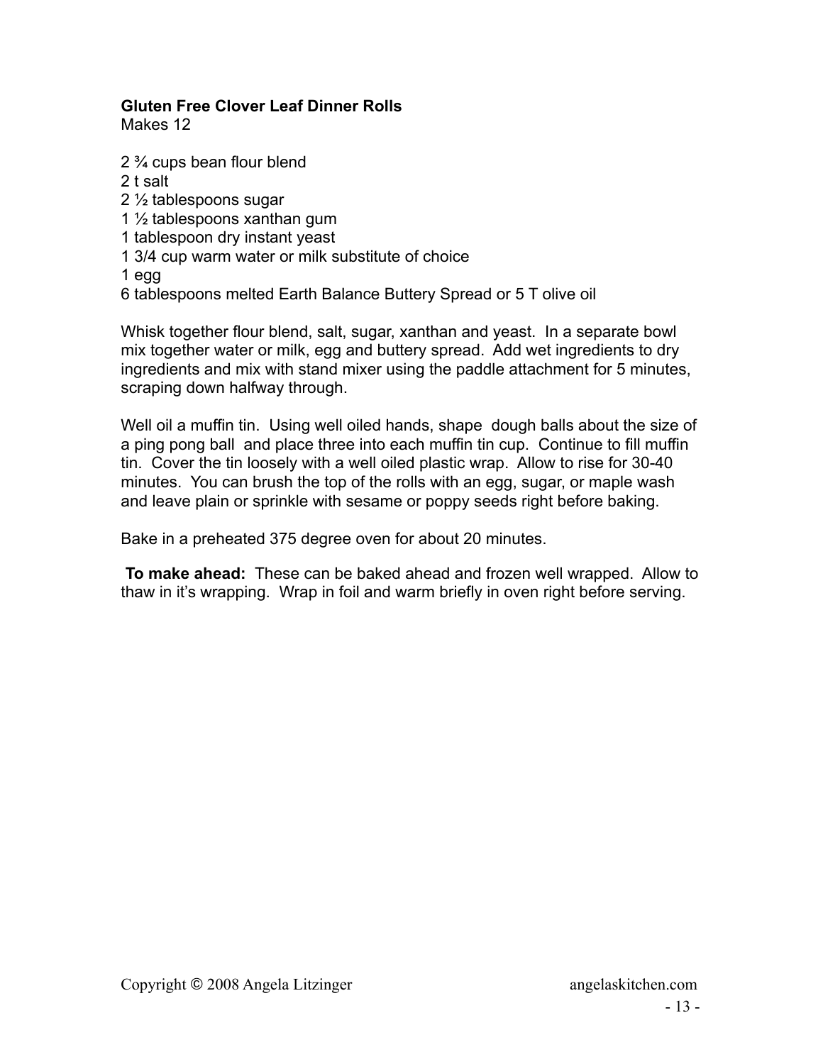**Gluten Free Clover Leaf Dinner Rolls**
Makes 12

2 ¾ cups bean flour blend
2 t salt
2 ½ tablespoons sugar
1 ½ tablespoons xanthan gum
1 tablespoon dry instant yeast
1 3/4 cup warm water or milk substitute of choice
1 egg
6 tablespoons melted Earth Balance Buttery Spread or 5 T olive oil

Whisk together flour blend, salt, sugar, xanthan and yeast. In a separate bowl mix together water or milk, egg and buttery spread. Add wet ingredients to dry ingredients and mix with stand mixer using the paddle attachment for 5 minutes, scraping down halfway through.

Well oil a muffin tin. Using well oiled hands, shape dough balls about the size of a ping pong ball and place three into each muffin tin cup. Continue to fill muffin tin. Cover the tin loosely with a well oiled plastic wrap. Allow to rise for 30-40 minutes. You can brush the top of the rolls with an egg, sugar, or maple wash and leave plain or sprinkle with sesame or poppy seeds right before baking.

Bake in a preheated 375 degree oven for about 20 minutes.

**To make ahead:** These can be baked ahead and frozen well wrapped. Allow to thaw in it's wrapping. Wrap in foil and warm briefly in oven right before serving.

Copyright © 2008 Angela Litzinger angelaskitchen.com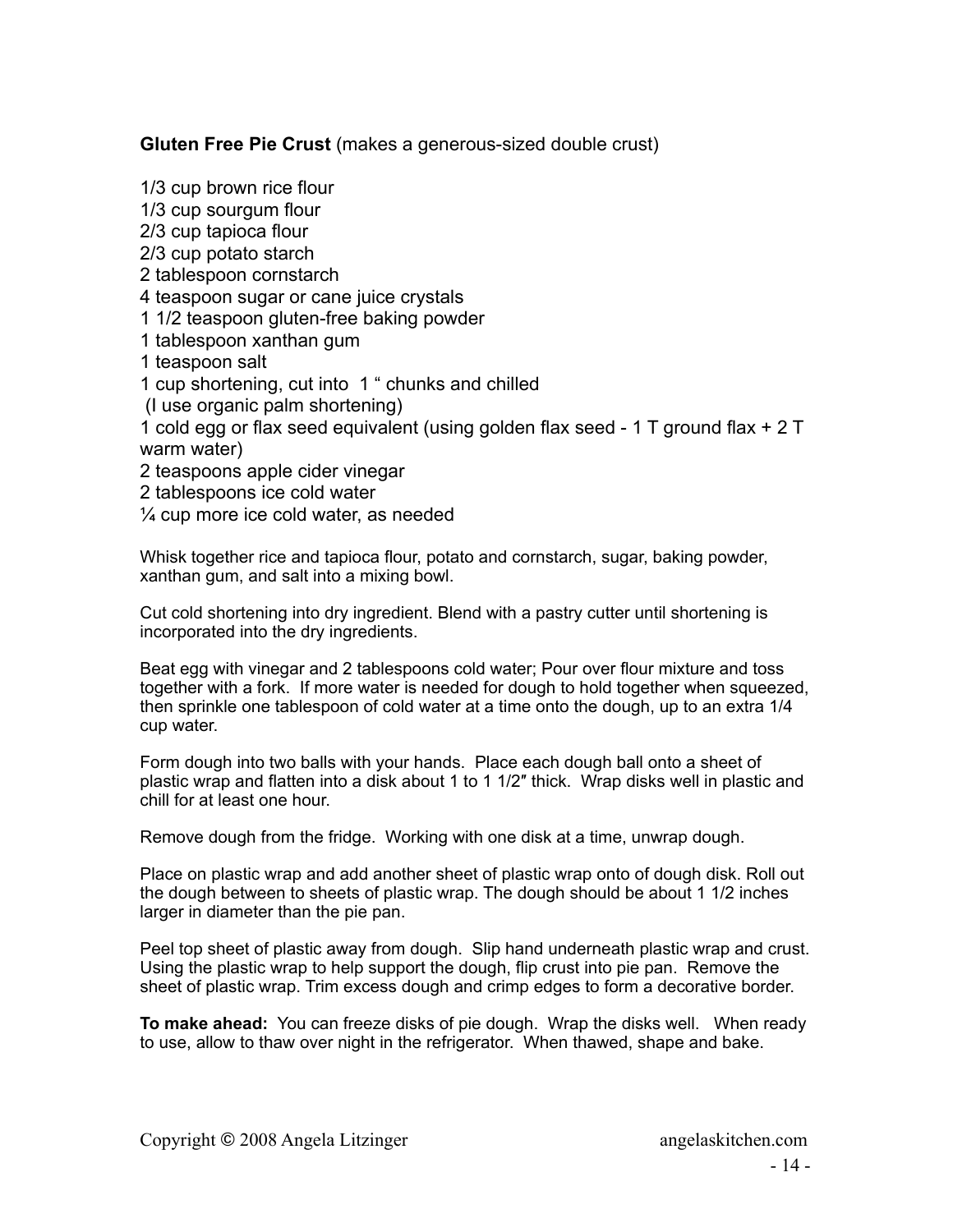**Gluten Free Pie Crust** (makes a generous-sized double crust)

1/3 cup brown rice flour
1/3 cup sourgum flour
2/3 cup tapioca flour
2/3 cup potato starch
2 tablespoon cornstarch
4 teaspoon sugar or cane juice crystals
1 1/2 teaspoon gluten-free baking powder
1 tablespoon xanthan gum
1 teaspoon salt
1 cup shortening, cut into 1 " chunks and chilled
(I use organic palm shortening)
1 cold egg or flax seed equivalent (using golden flax seed - 1 T ground flax + 2 T warm water)
2 teaspoons apple cider vinegar
2 tablespoons ice cold water
¼ cup more ice cold water, as needed

Whisk together rice and tapioca flour, potato and cornstarch, sugar, baking powder, xanthan gum, and salt into a mixing bowl.

Cut cold shortening into dry ingredient. Blend with a pastry cutter until shortening is incorporated into the dry ingredients.

Beat egg with vinegar and 2 tablespoons cold water; Pour over flour mixture and toss together with a fork. If more water is needed for dough to hold together when squeezed, then sprinkle one tablespoon of cold water at a time onto the dough, up to an extra 1/4 cup water.

Form dough into two balls with your hands. Place each dough ball onto a sheet of plastic wrap and flatten into a disk about 1 to 1 1/2″ thick. Wrap disks well in plastic and chill for at least one hour.

Remove dough from the fridge. Working with one disk at a time, unwrap dough.

Place on plastic wrap and add another sheet of plastic wrap onto of dough disk. Roll out the dough between to sheets of plastic wrap. The dough should be about 1 1/2 inches larger in diameter than the pie pan.

Peel top sheet of plastic away from dough. Slip hand underneath plastic wrap and crust. Using the plastic wrap to help support the dough, flip crust into pie pan. Remove the sheet of plastic wrap. Trim excess dough and crimp edges to form a decorative border.

**To make ahead:** You can freeze disks of pie dough. Wrap the disks well. When ready to use, allow to thaw over night in the refrigerator. When thawed, shape and bake.

Copyright © 2008 Angela Litzinger angelaskitchen.com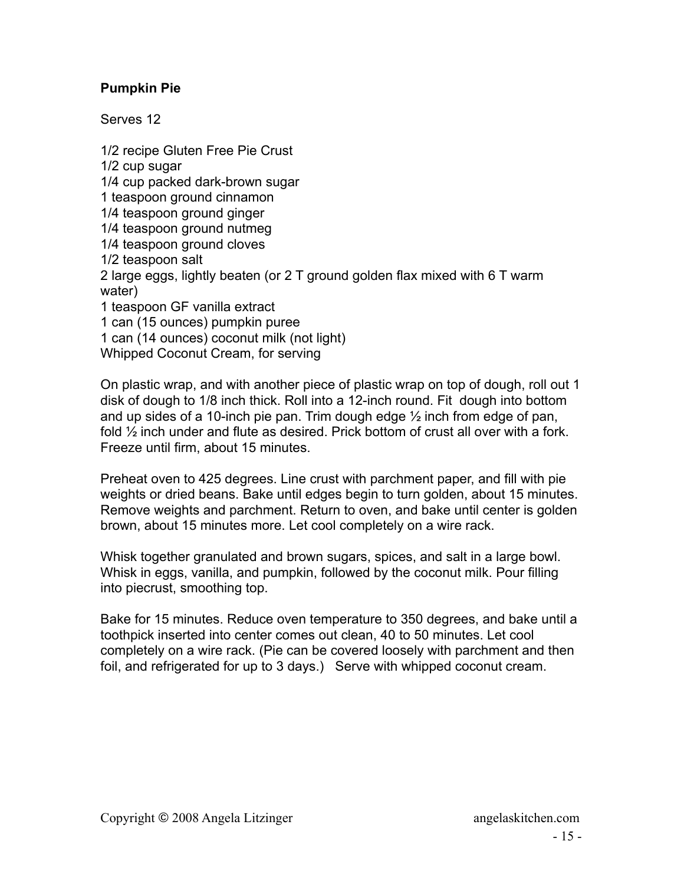**Pumpkin Pie**

Serves 12

1/2 recipe Gluten Free Pie Crust
1/2 cup sugar
1/4 cup packed dark-brown sugar
1 teaspoon ground cinnamon
1/4 teaspoon ground ginger
1/4 teaspoon ground nutmeg
1/4 teaspoon ground cloves
1/2 teaspoon salt
2 large eggs, lightly beaten (or 2 T ground golden flax mixed with 6 T warm water)
1 teaspoon GF vanilla extract
1 can (15 ounces) pumpkin puree
1 can (14 ounces) coconut milk (not light)
Whipped Coconut Cream, for serving

On plastic wrap, and with another piece of plastic wrap on top of dough, roll out 1 disk of dough to 1/8 inch thick. Roll into a 12-inch round. Fit dough into bottom and up sides of a 10-inch pie pan. Trim dough edge ½ inch from edge of pan, fold ½ inch under and flute as desired. Prick bottom of crust all over with a fork. Freeze until firm, about 15 minutes.

Preheat oven to 425 degrees. Line crust with parchment paper, and fill with pie weights or dried beans. Bake until edges begin to turn golden, about 15 minutes. Remove weights and parchment. Return to oven, and bake until center is golden brown, about 15 minutes more. Let cool completely on a wire rack.

Whisk together granulated and brown sugars, spices, and salt in a large bowl. Whisk in eggs, vanilla, and pumpkin, followed by the coconut milk. Pour filling into piecrust, smoothing top.

Bake for 15 minutes. Reduce oven temperature to 350 degrees, and bake until a toothpick inserted into center comes out clean, 40 to 50 minutes. Let cool completely on a wire rack. (Pie can be covered loosely with parchment and then foil, and refrigerated for up to 3 days.) Serve with whipped coconut cream.

Copyright © 2008 Angela Litzinger angelaskitchen.com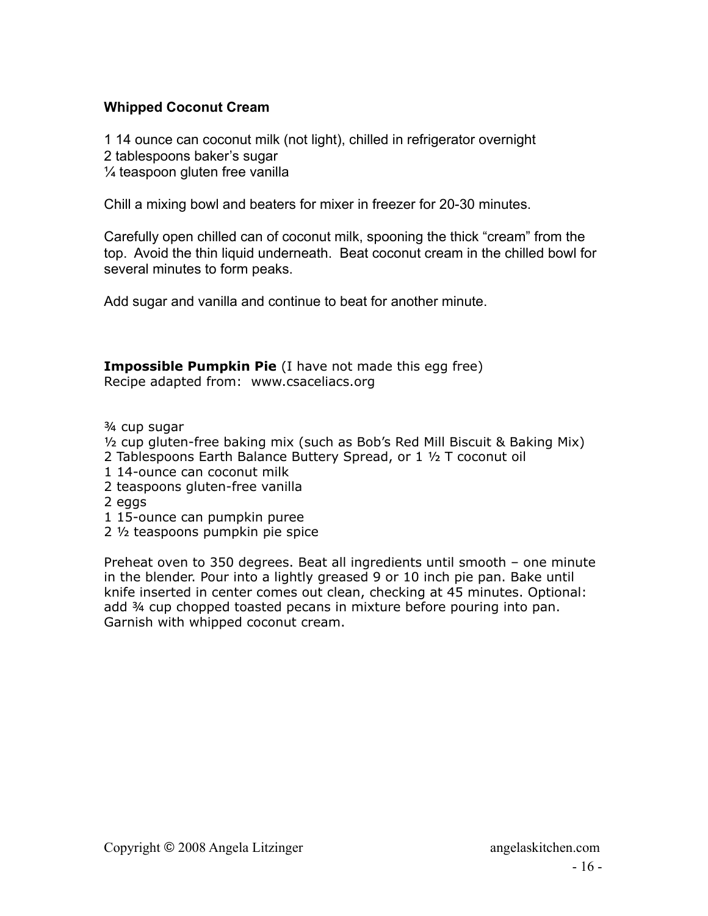**Whipped Coconut Cream**

1 14 ounce can coconut milk (not light), chilled in refrigerator overnight
2 tablespoons baker's sugar
¼ teaspoon gluten free vanilla

Chill a mixing bowl and beaters for mixer in freezer for 20-30 minutes.

Carefully open chilled can of coconut milk, spooning the thick "cream" from the top. Avoid the thin liquid underneath. Beat coconut cream in the chilled bowl for several minutes to form peaks.

Add sugar and vanilla and continue to beat for another minute.

**Impossible Pumpkin Pie** (I have not made this egg free)
Recipe adapted from: www.csaceliacs.org

¾ cup sugar
½ cup gluten-free baking mix (such as Bob's Red Mill Biscuit & Baking Mix)
2 Tablespoons Earth Balance Buttery Spread, or 1 ½ T coconut oil
1 14-ounce can coconut milk
2 teaspoons gluten-free vanilla
2 eggs
1 15-ounce can pumpkin puree
2 ½ teaspoons pumpkin pie spice

Preheat oven to 350 degrees. Beat all ingredients until smooth – one minute in the blender. Pour into a lightly greased 9 or 10 inch pie pan. Bake until knife inserted in center comes out clean, checking at 45 minutes. Optional: add ¾ cup chopped toasted pecans in mixture before pouring into pan. Garnish with whipped coconut cream.

Copyright © 2008 Angela Litzinger angelaskitchen.com